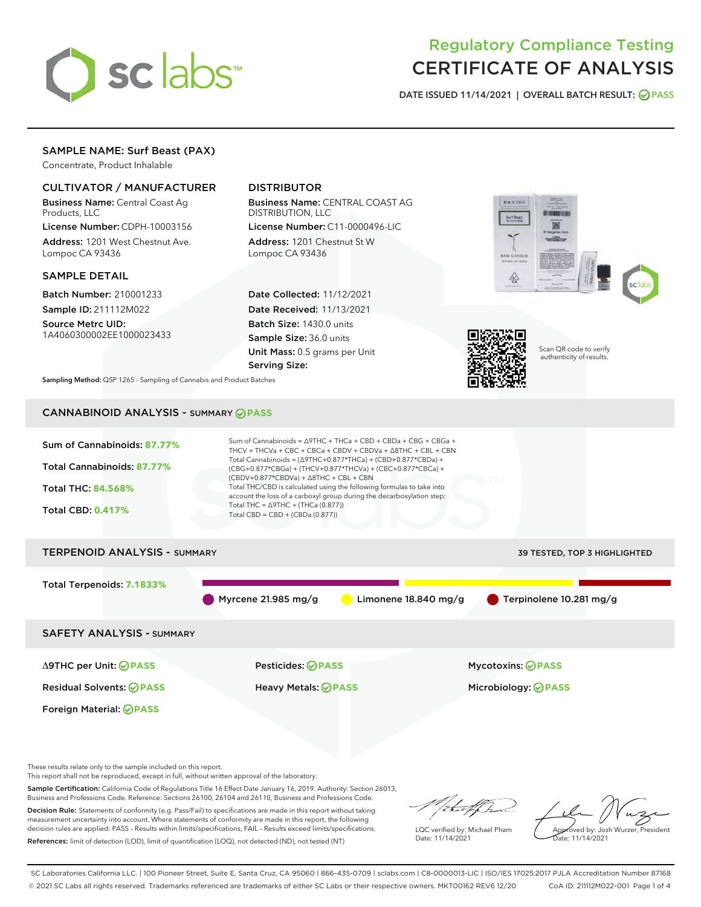# Regulatory Compliance Testing
# CERTIFICATE OF ANALYSIS

DATE ISSUED 11/14/2021 | OVERALL BATCH RESULT: PASS

## SAMPLE NAME: Surf Beast (PAX)

Concentrate, Product Inhalable

### CULTIVATOR / MANUFACTURER

**Business Name:** Central Coast Ag Products, LLC

**License Number:** CDPH-10003156

**Address:** 1201 West Chestnut Ave. Lompoc CA 93436

### DISTRIBUTOR

**Business Name:** CENTRAL COAST AG DISTRIBUTION, LLC

**License Number:** C11-0000496-LIC

**Address:** 1201 Chestnut St W Lompoc CA 93436

### SAMPLE DETAIL

**Batch Number:** 210001233

**Sample ID:** 211112M022

**Source Metrc UID:** 1A4060300002EE1000023433

**Date Collected:** 11/12/2021

**Date Received:** 11/13/2021

**Batch Size:** 1430.0 units

**Sample Size:** 36.0 units

**Unit Mass:** 0.5 grams per Unit

**Serving Size:**

Scan QR code to verify authenticity of results.

**Sampling Method:** QSP 1265 - Sampling of Cannabis and Product Batches

## CANNABINOID ANALYSIS - SUMMARY PASS

Sum of Cannabinoids: **87.77%**

Total Cannabinoids: **87.77%**

Total THC: **84.568%**

Total CBD: **0.417%**

Sum of Cannabinoids = Δ9THC + THCa + CBD + CBDa + CBG + CBGa + THCV + THCVa + CBC + CBCa + CBDV + CBDVa + Δ8THC + CBL + CBN

Total Cannabinoids = (Δ9THC+0.877*THCa) + (CBD+0.877*CBDa) + (CBG+0.877*CBGa) + (THCV+0.877*THCVa) + (CBC+0.877*CBCa) + (CBDV+0.877*CBDVa) + Δ8THC + CBL + CBN

Total THC/CBD is calculated using the following formulas to take into account the loss of a carboxyl group during the decarboxylation step:

Total THC = Δ9THC + (THCa (0.877))

Total CBD = CBD + (CBDa (0.877))

## TERPENOID ANALYSIS - SUMMARY

39 TESTED, TOP 3 HIGHLIGHTED

Total Terpenoids: **7.1833%**

Myrcene 21.985 mg/g | Limonene 18.840 mg/g | Terpinolene 10.281 mg/g

## SAFETY ANALYSIS - SUMMARY

| | | |
|---|---|---|
| Δ9THC per Unit: PASS | Pesticides: PASS | Mycotoxins: PASS |
| Residual Solvents: PASS | Heavy Metals: PASS | Microbiology: PASS |
| Foreign Material: PASS | | |

These results relate only to the sample included on this report.
This report shall not be reproduced, except in full, without written approval of the laboratory.

**Sample Certification:** California Code of Regulations Title 16 Effect Date January 16, 2019. Authority: Section 26013, Business and Professions Code. Reference: Sections 26100, 26104 and 26110, Business and Professions Code.

**Decision Rule:** Statements of conformity (e.g. Pass/Fail) to specifications are made in this report without taking measurement uncertainty into account. Where statements of conformity are made in this report, the following decision rules are applied: PASS – Results within limits/specifications, FAIL – Results exceed limits/specifications.

**References:** limit of detection (LOD), limit of quantification (LOQ), not detected (ND), not tested (NT)

LQC verified by: Michael Pham
Date: 11/14/2021

Approved by: Josh Wurzer, President
Date: 11/14/2021

SC Laboratories California LLC. | 100 Pioneer Street, Suite E, Santa Cruz, CA 95060 | 866-435-0709 | sclabs.com | C8-0000013-LIC | ISO/IES 17025:2017 PJLA Accreditation Number 87168
© 2021 SC Labs all rights reserved. Trademarks referenced are trademarks of either SC Labs or their respective owners. MKT00162 REV6 12/20 CoA ID: 211112M022-001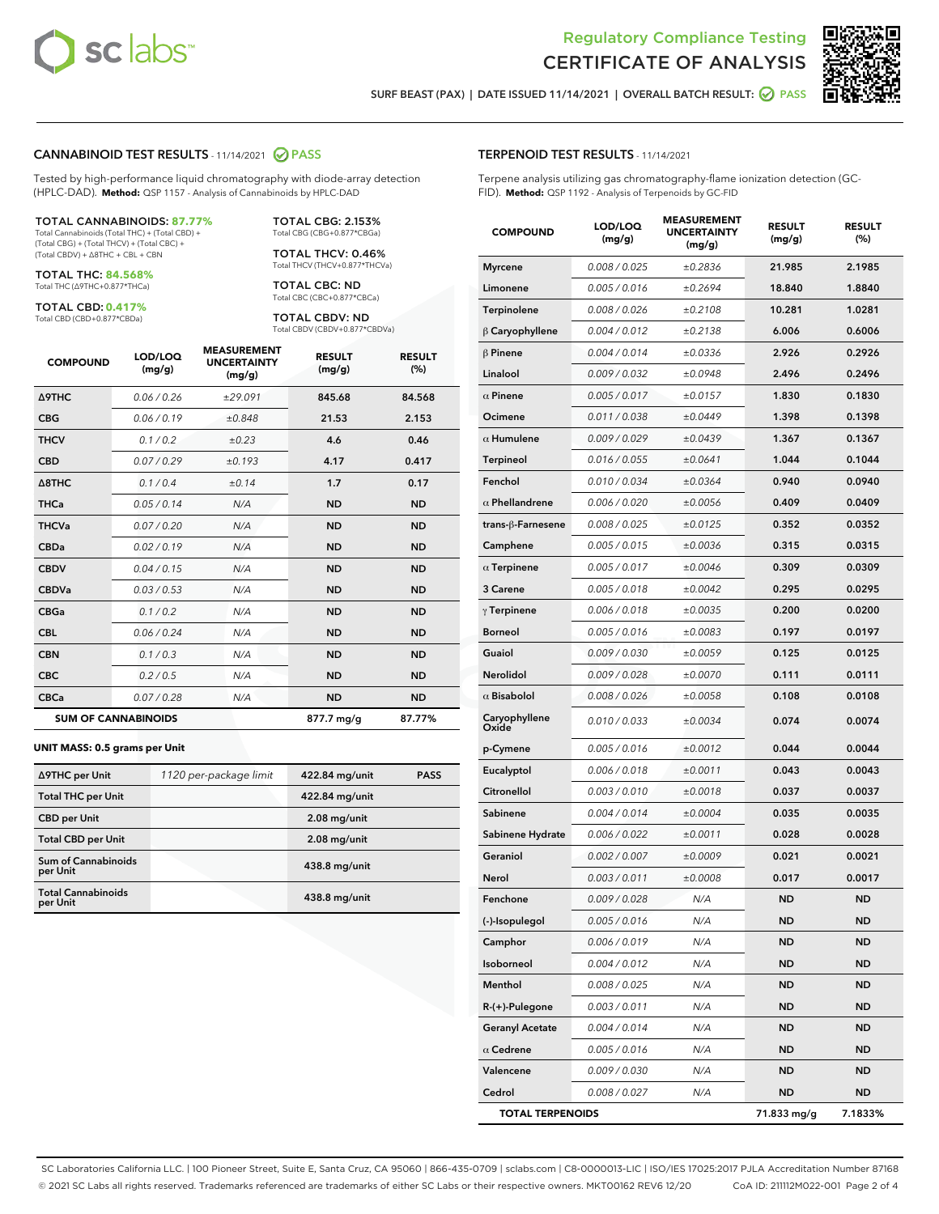Regulatory Compliance Testing
CERTIFICATE OF ANALYSIS

SURF BEAST (PAX) | DATE ISSUED 11/14/2021 | OVERALL BATCH RESULT: PASS

## CANNABINOID TEST RESULTS - 11/14/2021 PASS

Tested by high-performance liquid chromatography with diode-array detection (HPLC-DAD). **Method:** QSP 1157 - Analysis of Cannabinoids by HPLC-DAD

**TOTAL CANNABINOIDS: 87.77%**
Total Cannabinoids (Total THC) + (Total CBD) + (Total CBG) + (Total THCV) + (Total CBC) + (Total CBDV) + Δ8THC + CBL + CBN

**TOTAL THC: 84.568%**
Total THC (Δ9THC+0.877*THCa)

**TOTAL CBD: 0.417%**
Total CBD (CBD+0.877*CBDa)

**TOTAL CBG: 2.153%**
Total CBG (CBG+0.877*CBGa)

**TOTAL THCV: 0.46%**
Total THCV (THCV+0.877*THCVa)

**TOTAL CBC: ND**
Total CBC (CBC+0.877*CBCa)

**TOTAL CBDV: ND**
Total CBDV (CBDV+0.877*CBDVa)

| COMPOUND | LOD/LOQ (mg/g) | MEASUREMENT UNCERTAINTY (mg/g) | RESULT (mg/g) | RESULT (%) |
|---|---|---|---|---|
| Δ9THC | 0.06 / 0.26 | ±29.091 | 845.68 | 84.568 |
| CBG | 0.06 / 0.19 | ±0.848 | 21.53 | 2.153 |
| THCV | 0.1 / 0.2 | ±0.23 | 4.6 | 0.46 |
| CBD | 0.07 / 0.29 | ±0.193 | 4.17 | 0.417 |
| Δ8THC | 0.1 / 0.4 | ±0.14 | 1.7 | 0.17 |
| THCa | 0.05 / 0.14 | N/A | ND | ND |
| THCVa | 0.07 / 0.20 | N/A | ND | ND |
| CBDa | 0.02 / 0.19 | N/A | ND | ND |
| CBDV | 0.04 / 0.15 | N/A | ND | ND |
| CBDVa | 0.03 / 0.53 | N/A | ND | ND |
| CBGa | 0.1 / 0.2 | N/A | ND | ND |
| CBL | 0.06 / 0.24 | N/A | ND | ND |
| CBN | 0.1 / 0.3 | N/A | ND | ND |
| CBC | 0.2 / 0.5 | N/A | ND | ND |
| CBCa | 0.07 / 0.28 | N/A | ND | ND |
| **SUM OF CANNABINOIDS** | | | 877.7 mg/g | 87.77% |

**UNIT MASS: 0.5 grams per Unit**

| | | | |
|---|---|---|---|
| Δ9THC per Unit | 1120 per-package limit | 422.84 mg/unit | PASS |
| Total THC per Unit | | 422.84 mg/unit | |
| CBD per Unit | | 2.08 mg/unit | |
| Total CBD per Unit | | 2.08 mg/unit | |
| Sum of Cannabinoids per Unit | | 438.8 mg/unit | |
| Total Cannabinoids per Unit | | 438.8 mg/unit | |

## TERPENOID TEST RESULTS - 11/14/2021

Terpene analysis utilizing gas chromatography-flame ionization detection (GC-FID). **Method:** QSP 1192 - Analysis of Terpenoids by GC-FID

| COMPOUND | LOD/LOQ (mg/g) | MEASUREMENT UNCERTAINTY (mg/g) | RESULT (mg/g) | RESULT (%) |
|---|---|---|---|---|
| Myrcene | 0.008 / 0.025 | ±0.2836 | 21.985 | 2.1985 |
| Limonene | 0.005 / 0.016 | ±0.2694 | 18.840 | 1.8840 |
| Terpinolene | 0.008 / 0.026 | ±0.2108 | 10.281 | 1.0281 |
| β Caryophyllene | 0.004 / 0.012 | ±0.2138 | 6.006 | 0.6006 |
| β Pinene | 0.004 / 0.014 | ±0.0336 | 2.926 | 0.2926 |
| Linalool | 0.009 / 0.032 | ±0.0948 | 2.496 | 0.2496 |
| α Pinene | 0.005 / 0.017 | ±0.0157 | 1.830 | 0.1830 |
| Ocimene | 0.011 / 0.038 | ±0.0449 | 1.398 | 0.1398 |
| α Humulene | 0.009 / 0.029 | ±0.0439 | 1.367 | 0.1367 |
| Terpineol | 0.016 / 0.055 | ±0.0641 | 1.044 | 0.1044 |
| Fenchol | 0.010 / 0.034 | ±0.0364 | 0.940 | 0.0940 |
| α Phellandrene | 0.006 / 0.020 | ±0.0056 | 0.409 | 0.0409 |
| trans-β-Farnesene | 0.008 / 0.025 | ±0.0125 | 0.352 | 0.0352 |
| Camphene | 0.005 / 0.015 | ±0.0036 | 0.315 | 0.0315 |
| α Terpinene | 0.005 / 0.017 | ±0.0046 | 0.309 | 0.0309 |
| 3 Carene | 0.005 / 0.018 | ±0.0042 | 0.295 | 0.0295 |
| γ Terpinene | 0.006 / 0.018 | ±0.0035 | 0.200 | 0.0200 |
| Borneol | 0.005 / 0.016 | ±0.0083 | 0.197 | 0.0197 |
| Guaiol | 0.009 / 0.030 | ±0.0059 | 0.125 | 0.0125 |
| Nerolidol | 0.009 / 0.028 | ±0.0070 | 0.111 | 0.0111 |
| α Bisabolol | 0.008 / 0.026 | ±0.0058 | 0.108 | 0.0108 |
| Caryophyllene Oxide | 0.010 / 0.033 | ±0.0034 | 0.074 | 0.0074 |
| p-Cymene | 0.005 / 0.016 | ±0.0012 | 0.044 | 0.0044 |
| Eucalyptol | 0.006 / 0.018 | ±0.0011 | 0.043 | 0.0043 |
| Citronellol | 0.003 / 0.010 | ±0.0018 | 0.037 | 0.0037 |
| Sabinene | 0.004 / 0.014 | ±0.0004 | 0.035 | 0.0035 |
| Sabinene Hydrate | 0.006 / 0.022 | ±0.0011 | 0.028 | 0.0028 |
| Geraniol | 0.002 / 0.007 | ±0.0009 | 0.021 | 0.0021 |
| Nerol | 0.003 / 0.011 | ±0.0008 | 0.017 | 0.0017 |
| Fenchone | 0.009 / 0.028 | N/A | ND | ND |
| (-)-Isopulegol | 0.005 / 0.016 | N/A | ND | ND |
| Camphor | 0.006 / 0.019 | N/A | ND | ND |
| Isoborneol | 0.004 / 0.012 | N/A | ND | ND |
| Menthol | 0.008 / 0.025 | N/A | ND | ND |
| R-(+)-Pulegone | 0.003 / 0.011 | N/A | ND | ND |
| Geranyl Acetate | 0.004 / 0.014 | N/A | ND | ND |
| α Cedrene | 0.005 / 0.016 | N/A | ND | ND |
| Valencene | 0.009 / 0.030 | N/A | ND | ND |
| Cedrol | 0.008 / 0.027 | N/A | ND | ND |
| **TOTAL TERPENOIDS** | | | 71.833 mg/g | 7.1833% |

SC Laboratories California LLC. | 100 Pioneer Street, Suite E, Santa Cruz, CA 95060 | 866-435-0709 | sclabs.com | C8-0000013-LIC | ISO/IES 17025:2017 PJLA Accreditation Number 87168
© 2021 SC Labs all rights reserved. Trademarks referenced are trademarks of either SC Labs or their respective owners. MKT00162 REV6 12/20 CoA ID: 211112M022-001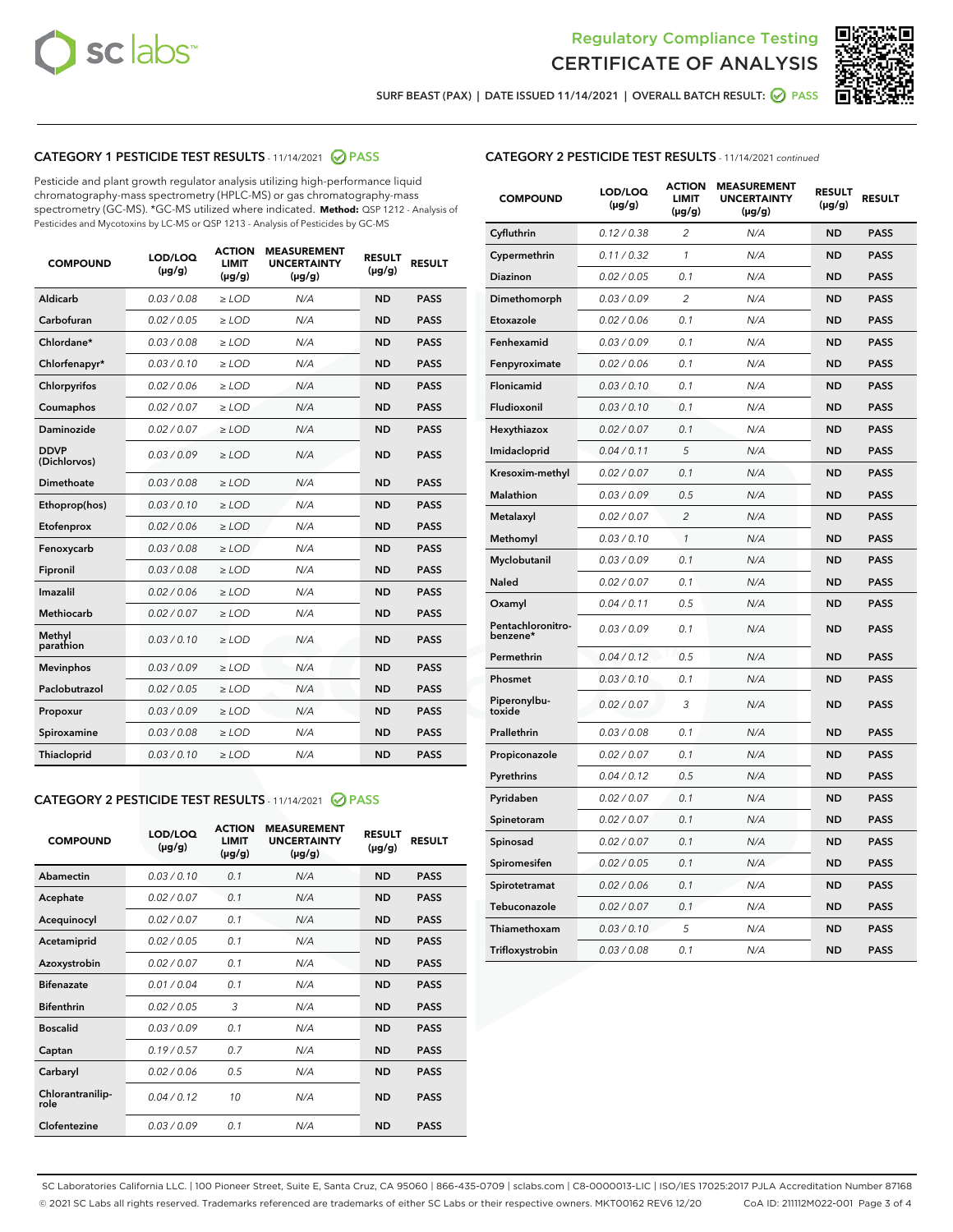Regulatory Compliance Testing
CERTIFICATE OF ANALYSIS

SURF BEAST (PAX) | DATE ISSUED 11/14/2021 | OVERALL BATCH RESULT: PASS

## CATEGORY 1 PESTICIDE TEST RESULTS - 11/14/2021 PASS

Pesticide and plant growth regulator analysis utilizing high-performance liquid chromatography-mass spectrometry (HPLC-MS) or gas chromatography-mass spectrometry (GC-MS). *GC-MS utilized where indicated. **Method:** QSP 1212 - Analysis of Pesticides and Mycotoxins by LC-MS or QSP 1213 - Analysis of Pesticides by GC-MS

| COMPOUND | LOD/LOQ (µg/g) | ACTION LIMIT (µg/g) | MEASUREMENT UNCERTAINTY (µg/g) | RESULT (µg/g) | RESULT |
|---|---|---|---|---|---|
| Aldicarb | 0.03 / 0.08 | ≥ LOD | N/A | ND | PASS |
| Carbofuran | 0.02 / 0.05 | ≥ LOD | N/A | ND | PASS |
| Chlordane* | 0.03 / 0.08 | ≥ LOD | N/A | ND | PASS |
| Chlorfenapyr* | 0.03 / 0.10 | ≥ LOD | N/A | ND | PASS |
| Chlorpyrifos | 0.02 / 0.06 | ≥ LOD | N/A | ND | PASS |
| Coumaphos | 0.02 / 0.07 | ≥ LOD | N/A | ND | PASS |
| Daminozide | 0.02 / 0.07 | ≥ LOD | N/A | ND | PASS |
| DDVP (Dichlorvos) | 0.03 / 0.09 | ≥ LOD | N/A | ND | PASS |
| Dimethoate | 0.03 / 0.08 | ≥ LOD | N/A | ND | PASS |
| Ethoprop(hos) | 0.03 / 0.10 | ≥ LOD | N/A | ND | PASS |
| Etofenprox | 0.02 / 0.06 | ≥ LOD | N/A | ND | PASS |
| Fenoxycarb | 0.03 / 0.08 | ≥ LOD | N/A | ND | PASS |
| Fipronil | 0.03 / 0.08 | ≥ LOD | N/A | ND | PASS |
| Imazalil | 0.02 / 0.06 | ≥ LOD | N/A | ND | PASS |
| Methiocarb | 0.02 / 0.07 | ≥ LOD | N/A | ND | PASS |
| Methyl parathion | 0.03 / 0.10 | ≥ LOD | N/A | ND | PASS |
| Mevinphos | 0.03 / 0.09 | ≥ LOD | N/A | ND | PASS |
| Paclobutrazol | 0.02 / 0.05 | ≥ LOD | N/A | ND | PASS |
| Propoxur | 0.03 / 0.09 | ≥ LOD | N/A | ND | PASS |
| Spiroxamine | 0.03 / 0.08 | ≥ LOD | N/A | ND | PASS |
| Thiacloprid | 0.03 / 0.10 | ≥ LOD | N/A | ND | PASS |

## CATEGORY 2 PESTICIDE TEST RESULTS - 11/14/2021 PASS

| COMPOUND | LOD/LOQ (µg/g) | ACTION LIMIT (µg/g) | MEASUREMENT UNCERTAINTY (µg/g) | RESULT (µg/g) | RESULT |
|---|---|---|---|---|---|
| Abamectin | 0.03 / 0.10 | 0.1 | N/A | ND | PASS |
| Acephate | 0.02 / 0.07 | 0.1 | N/A | ND | PASS |
| Acequinocyl | 0.02 / 0.07 | 0.1 | N/A | ND | PASS |
| Acetamiprid | 0.02 / 0.05 | 0.1 | N/A | ND | PASS |
| Azoxystrobin | 0.02 / 0.07 | 0.1 | N/A | ND | PASS |
| Bifenazate | 0.01 / 0.04 | 0.1 | N/A | ND | PASS |
| Bifenthrin | 0.02 / 0.05 | 3 | N/A | ND | PASS |
| Boscalid | 0.03 / 0.09 | 0.1 | N/A | ND | PASS |
| Captan | 0.19 / 0.57 | 0.7 | N/A | ND | PASS |
| Carbaryl | 0.02 / 0.06 | 0.5 | N/A | ND | PASS |
| Chlorantraniliprole | 0.04 / 0.12 | 10 | N/A | ND | PASS |
| Clofentezine | 0.03 / 0.09 | 0.1 | N/A | ND | PASS |
| Cyfluthrin | 0.12 / 0.38 | 2 | N/A | ND | PASS |
| Cypermethrin | 0.11 / 0.32 | 1 | N/A | ND | PASS |
| Diazinon | 0.02 / 0.05 | 0.1 | N/A | ND | PASS |
| Dimethomorph | 0.03 / 0.09 | 2 | N/A | ND | PASS |
| Etoxazole | 0.02 / 0.06 | 0.1 | N/A | ND | PASS |
| Fenhexamid | 0.03 / 0.09 | 0.1 | N/A | ND | PASS |
| Fenpyroximate | 0.02 / 0.06 | 0.1 | N/A | ND | PASS |
| Flonicamid | 0.03 / 0.10 | 0.1 | N/A | ND | PASS |
| Fludioxonil | 0.03 / 0.10 | 0.1 | N/A | ND | PASS |
| Hexythiazox | 0.02 / 0.07 | 0.1 | N/A | ND | PASS |
| Imidacloprid | 0.04 / 0.11 | 5 | N/A | ND | PASS |
| Kresoxim-methyl | 0.02 / 0.07 | 0.1 | N/A | ND | PASS |
| Malathion | 0.03 / 0.09 | 0.5 | N/A | ND | PASS |
| Metalaxyl | 0.02 / 0.07 | 2 | N/A | ND | PASS |
| Methomyl | 0.03 / 0.10 | 1 | N/A | ND | PASS |
| Myclobutanil | 0.03 / 0.09 | 0.1 | N/A | ND | PASS |
| Naled | 0.02 / 0.07 | 0.1 | N/A | ND | PASS |
| Oxamyl | 0.04 / 0.11 | 0.5 | N/A | ND | PASS |
| Pentachloronitrobenzene* | 0.03 / 0.09 | 0.1 | N/A | ND | PASS |
| Permethrin | 0.04 / 0.12 | 0.5 | N/A | ND | PASS |
| Phosmet | 0.03 / 0.10 | 0.1 | N/A | ND | PASS |
| Piperonylbutoxide | 0.02 / 0.07 | 3 | N/A | ND | PASS |
| Prallethrin | 0.03 / 0.08 | 0.1 | N/A | ND | PASS |
| Propiconazole | 0.02 / 0.07 | 0.1 | N/A | ND | PASS |
| Pyrethrins | 0.04 / 0.12 | 0.5 | N/A | ND | PASS |
| Pyridaben | 0.02 / 0.07 | 0.1 | N/A | ND | PASS |
| Spinetoram | 0.02 / 0.07 | 0.1 | N/A | ND | PASS |
| Spinosad | 0.02 / 0.07 | 0.1 | N/A | ND | PASS |
| Spiromesifen | 0.02 / 0.05 | 0.1 | N/A | ND | PASS |
| Spirotetramat | 0.02 / 0.06 | 0.1 | N/A | ND | PASS |
| Tebuconazole | 0.02 / 0.07 | 0.1 | N/A | ND | PASS |
| Thiamethoxam | 0.03 / 0.10 | 5 | N/A | ND | PASS |
| Trifloxystrobin | 0.03 / 0.08 | 0.1 | N/A | ND | PASS |

SC Laboratories California LLC. | 100 Pioneer Street, Suite E, Santa Cruz, CA 95060 | 866-435-0709 | sclabs.com | C8-0000013-LIC | ISO/IES 17025:2017 PJLA Accreditation Number 87168
© 2021 SC Labs all rights reserved. Trademarks referenced are trademarks of either SC Labs or their respective owners. MKT00162 REV6 12/20 CoA ID: 211112M022-001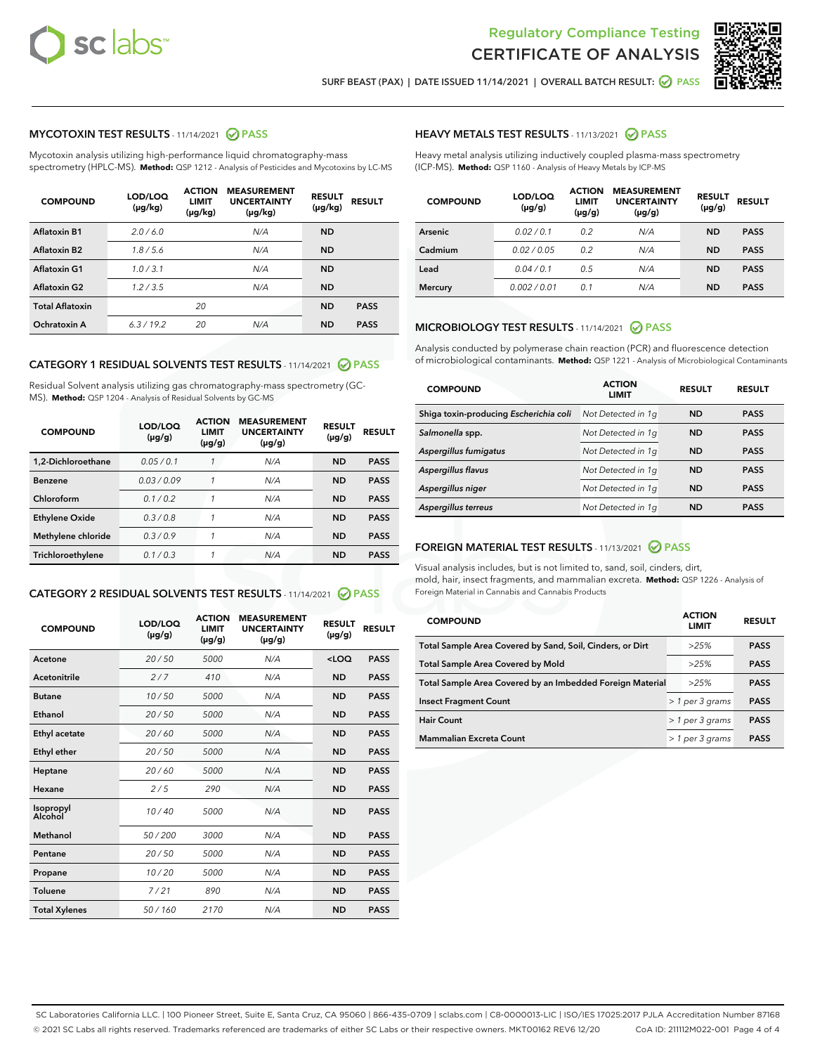Regulatory Compliance Testing
CERTIFICATE OF ANALYSIS

SURF BEAST (PAX) | DATE ISSUED 11/14/2021 | OVERALL BATCH RESULT: PASS

## MYCOTOXIN TEST RESULTS - 11/14/2021 PASS

Mycotoxin analysis utilizing high-performance liquid chromatography-mass spectrometry (HPLC-MS). **Method:** QSP 1212 - Analysis of Pesticides and Mycotoxins by LC-MS

| COMPOUND | LOD/LOQ (µg/kg) | ACTION LIMIT (µg/kg) | MEASUREMENT UNCERTAINTY (µg/kg) | RESULT (µg/kg) | RESULT |
|---|---|---|---|---|---|
| Aflatoxin B1 | 2.0 / 6.0 | | N/A | ND | |
| Aflatoxin B2 | 1.8 / 5.6 | | N/A | ND | |
| Aflatoxin G1 | 1.0 / 3.1 | | N/A | ND | |
| Aflatoxin G2 | 1.2 / 3.5 | | N/A | ND | |
| Total Aflatoxin | | 20 | | ND | PASS |
| Ochratoxin A | 6.3 / 19.2 | 20 | N/A | ND | PASS |

## CATEGORY 1 RESIDUAL SOLVENTS TEST RESULTS - 11/14/2021 PASS

Residual Solvent analysis utilizing gas chromatography-mass spectrometry (GC-MS). **Method:** QSP 1204 - Analysis of Residual Solvents by GC-MS

| COMPOUND | LOD/LOQ (µg/g) | ACTION LIMIT (µg/g) | MEASUREMENT UNCERTAINTY (µg/g) | RESULT (µg/g) | RESULT |
|---|---|---|---|---|---|
| 1,2-Dichloroethane | 0.05 / 0.1 | 1 | N/A | ND | PASS |
| Benzene | 0.03 / 0.09 | 1 | N/A | ND | PASS |
| Chloroform | 0.1 / 0.2 | 1 | N/A | ND | PASS |
| Ethylene Oxide | 0.3 / 0.8 | 1 | N/A | ND | PASS |
| Methylene chloride | 0.3 / 0.9 | 1 | N/A | ND | PASS |
| Trichloroethylene | 0.1 / 0.3 | 1 | N/A | ND | PASS |

## CATEGORY 2 RESIDUAL SOLVENTS TEST RESULTS - 11/14/2021 PASS

| COMPOUND | LOD/LOQ (µg/g) | ACTION LIMIT (µg/g) | MEASUREMENT UNCERTAINTY (µg/g) | RESULT (µg/g) | RESULT |
|---|---|---|---|---|---|
| Acetone | 20 / 50 | 5000 | N/A | <LOQ | PASS |
| Acetonitrile | 2 / 7 | 410 | N/A | ND | PASS |
| Butane | 10 / 50 | 5000 | N/A | ND | PASS |
| Ethanol | 20 / 50 | 5000 | N/A | ND | PASS |
| Ethyl acetate | 20 / 60 | 5000 | N/A | ND | PASS |
| Ethyl ether | 20 / 50 | 5000 | N/A | ND | PASS |
| Heptane | 20 / 60 | 5000 | N/A | ND | PASS |
| Hexane | 2 / 5 | 290 | N/A | ND | PASS |
| Isopropyl Alcohol | 10 / 40 | 5000 | N/A | ND | PASS |
| Methanol | 50 / 200 | 3000 | N/A | ND | PASS |
| Pentane | 20 / 50 | 5000 | N/A | ND | PASS |
| Propane | 10 / 20 | 5000 | N/A | ND | PASS |
| Toluene | 7 / 21 | 890 | N/A | ND | PASS |
| Total Xylenes | 50 / 160 | 2170 | N/A | ND | PASS |

## HEAVY METALS TEST RESULTS - 11/13/2021 PASS

Heavy metal analysis utilizing inductively coupled plasma-mass spectrometry (ICP-MS). **Method:** QSP 1160 - Analysis of Heavy Metals by ICP-MS

| COMPOUND | LOD/LOQ (µg/g) | ACTION LIMIT (µg/g) | MEASUREMENT UNCERTAINTY (µg/g) | RESULT (µg/g) | RESULT |
|---|---|---|---|---|---|
| Arsenic | 0.02 / 0.1 | 0.2 | N/A | ND | PASS |
| Cadmium | 0.02 / 0.05 | 0.2 | N/A | ND | PASS |
| Lead | 0.04 / 0.1 | 0.5 | N/A | ND | PASS |
| Mercury | 0.002 / 0.01 | 0.1 | N/A | ND | PASS |

## MICROBIOLOGY TEST RESULTS - 11/14/2021 PASS

Analysis conducted by polymerase chain reaction (PCR) and fluorescence detection of microbiological contaminants. **Method:** QSP 1221 - Analysis of Microbiological Contaminants

| COMPOUND | ACTION LIMIT | RESULT | RESULT |
|---|---|---|---|
| Shiga toxin-producing *Escherichia coli* | Not Detected in 1g | ND | PASS |
| *Salmonella* spp. | Not Detected in 1g | ND | PASS |
| *Aspergillus fumigatus* | Not Detected in 1g | ND | PASS |
| *Aspergillus flavus* | Not Detected in 1g | ND | PASS |
| *Aspergillus niger* | Not Detected in 1g | ND | PASS |
| *Aspergillus terreus* | Not Detected in 1g | ND | PASS |

## FOREIGN MATERIAL TEST RESULTS - 11/13/2021 PASS

Visual analysis includes, but is not limited to, sand, soil, cinders, dirt, mold, hair, insect fragments, and mammalian excreta. **Method:** QSP 1226 - Analysis of Foreign Material in Cannabis and Cannabis Products

| COMPOUND | ACTION LIMIT | RESULT |
|---|---|---|
| Total Sample Area Covered by Sand, Soil, Cinders, or Dirt | >25% | PASS |
| Total Sample Area Covered by Mold | >25% | PASS |
| Total Sample Area Covered by an Imbedded Foreign Material | >25% | PASS |
| Insect Fragment Count | > 1 per 3 grams | PASS |
| Hair Count | > 1 per 3 grams | PASS |
| Mammalian Excreta Count | > 1 per 3 grams | PASS |

SC Laboratories California LLC. | 100 Pioneer Street, Suite E, Santa Cruz, CA 95060 | 866-435-0709 | sclabs.com | C8-0000013-LIC | ISO/IES 17025:2017 PJLA Accreditation Number 87168
© 2021 SC Labs all rights reserved. Trademarks referenced are trademarks of either SC Labs or their respective owners. MKT00162 REV6 12/20 CoA ID: 211112M022-001